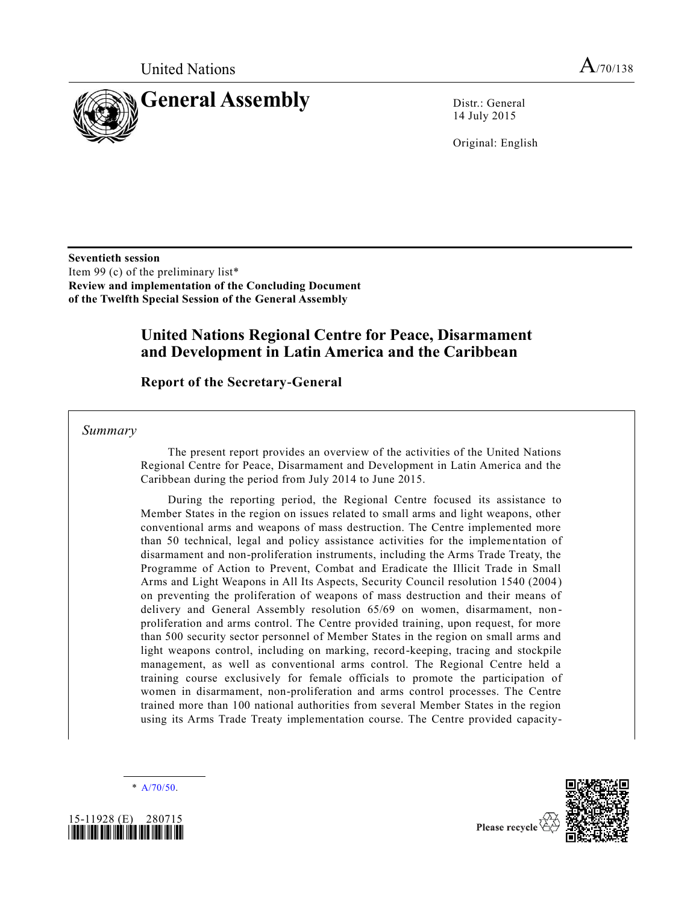United Nations

A/70/138

# General Assembly

Distr.: General
14 July 2015

Original: English

**Seventieth session**
Item 99 (c) of the preliminary list*
**Review and implementation of the Concluding Document of the Twelfth Special Session of the General Assembly**

## United Nations Regional Centre for Peace, Disarmament and Development in Latin America and the Caribbean

### Report of the Secretary-General

*Summary*

The present report provides an overview of the activities of the United Nations Regional Centre for Peace, Disarmament and Development in Latin America and the Caribbean during the period from July 2014 to June 2015.

During the reporting period, the Regional Centre focused its assistance to Member States in the region on issues related to small arms and light weapons, other conventional arms and weapons of mass destruction. The Centre implemented more than 50 technical, legal and policy assistance activities for the implementation of disarmament and non-proliferation instruments, including the Arms Trade Treaty, the Programme of Action to Prevent, Combat and Eradicate the Illicit Trade in Small Arms and Light Weapons in All Its Aspects, Security Council resolution 1540 (2004) on preventing the proliferation of weapons of mass destruction and their means of delivery and General Assembly resolution 65/69 on women, disarmament, non-proliferation and arms control. The Centre provided training, upon request, for more than 500 security sector personnel of Member States in the region on small arms and light weapons control, including on marking, record-keeping, tracing and stockpile management, as well as conventional arms control. The Regional Centre held a training course exclusively for female officials to promote the participation of women in disarmament, non-proliferation and arms control processes. The Centre trained more than 100 national authorities from several Member States in the region using its Arms Trade Treaty implementation course. The Centre provided capacity-

\* A/70/50.

15-11928 (E) 280715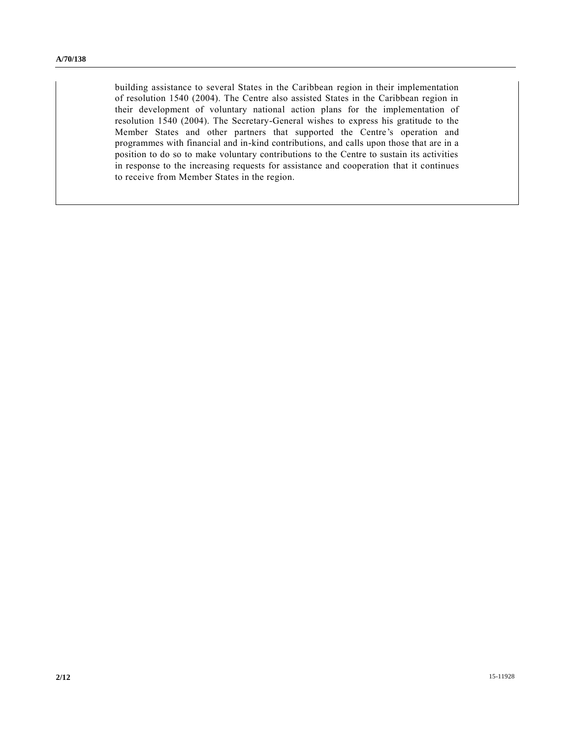building assistance to several States in the Caribbean region in their implementation of resolution 1540 (2004). The Centre also assisted States in the Caribbean region in their development of voluntary national action plans for the implementation of resolution 1540 (2004). The Secretary-General wishes to express his gratitude to the Member States and other partners that supported the Centre's operation and programmes with financial and in-kind contributions, and calls upon those that are in a position to do so to make voluntary contributions to the Centre to sustain its activities in response to the increasing requests for assistance and cooperation that it continues to receive from Member States in the region.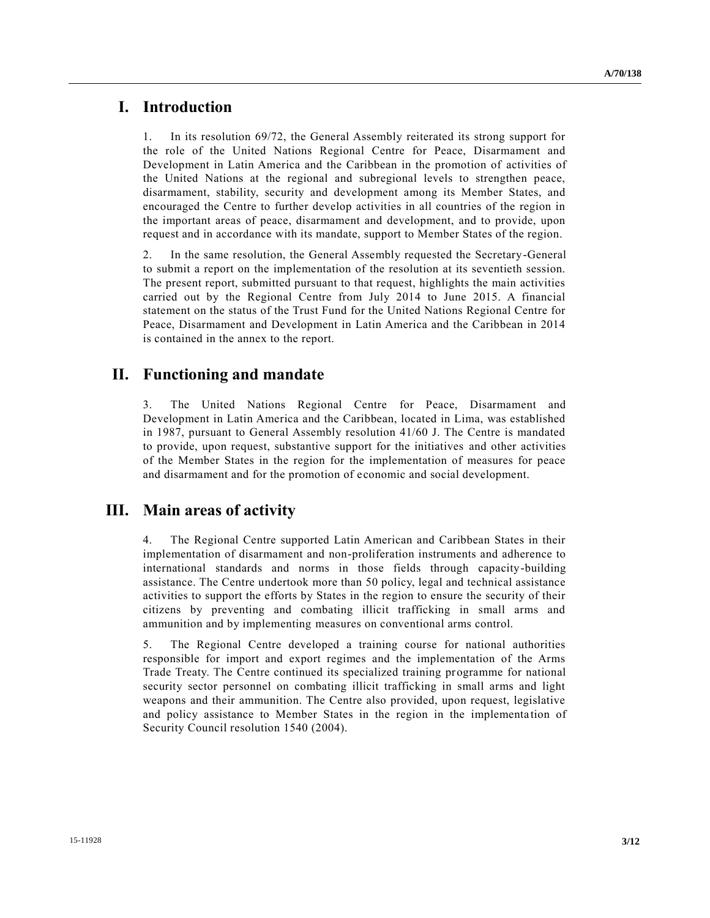# I. Introduction

1. In its resolution 69/72, the General Assembly reiterated its strong support for the role of the United Nations Regional Centre for Peace, Disarmament and Development in Latin America and the Caribbean in the promotion of activities of the United Nations at the regional and subregional levels to strengthen peace, disarmament, stability, security and development among its Member States, and encouraged the Centre to further develop activities in all countries of the region in the important areas of peace, disarmament and development, and to provide, upon request and in accordance with its mandate, support to Member States of the region.

2. In the same resolution, the General Assembly requested the Secretary-General to submit a report on the implementation of the resolution at its seventieth session. The present report, submitted pursuant to that request, highlights the main activities carried out by the Regional Centre from July 2014 to June 2015. A financial statement on the status of the Trust Fund for the United Nations Regional Centre for Peace, Disarmament and Development in Latin America and the Caribbean in 2014 is contained in the annex to the report.

# II. Functioning and mandate

3. The United Nations Regional Centre for Peace, Disarmament and Development in Latin America and the Caribbean, located in Lima, was established in 1987, pursuant to General Assembly resolution 41/60 J. The Centre is mandated to provide, upon request, substantive support for the initiatives and other activities of the Member States in the region for the implementation of measures for peace and disarmament and for the promotion of economic and social development.

# III. Main areas of activity

4. The Regional Centre supported Latin American and Caribbean States in their implementation of disarmament and non-proliferation instruments and adherence to international standards and norms in those fields through capacity-building assistance. The Centre undertook more than 50 policy, legal and technical assistance activities to support the efforts by States in the region to ensure the security of their citizens by preventing and combating illicit trafficking in small arms and ammunition and by implementing measures on conventional arms control.

5. The Regional Centre developed a training course for national authorities responsible for import and export regimes and the implementation of the Arms Trade Treaty. The Centre continued its specialized training programme for national security sector personnel on combating illicit trafficking in small arms and light weapons and their ammunition. The Centre also provided, upon request, legislative and policy assistance to Member States in the region in the implementation of Security Council resolution 1540 (2004).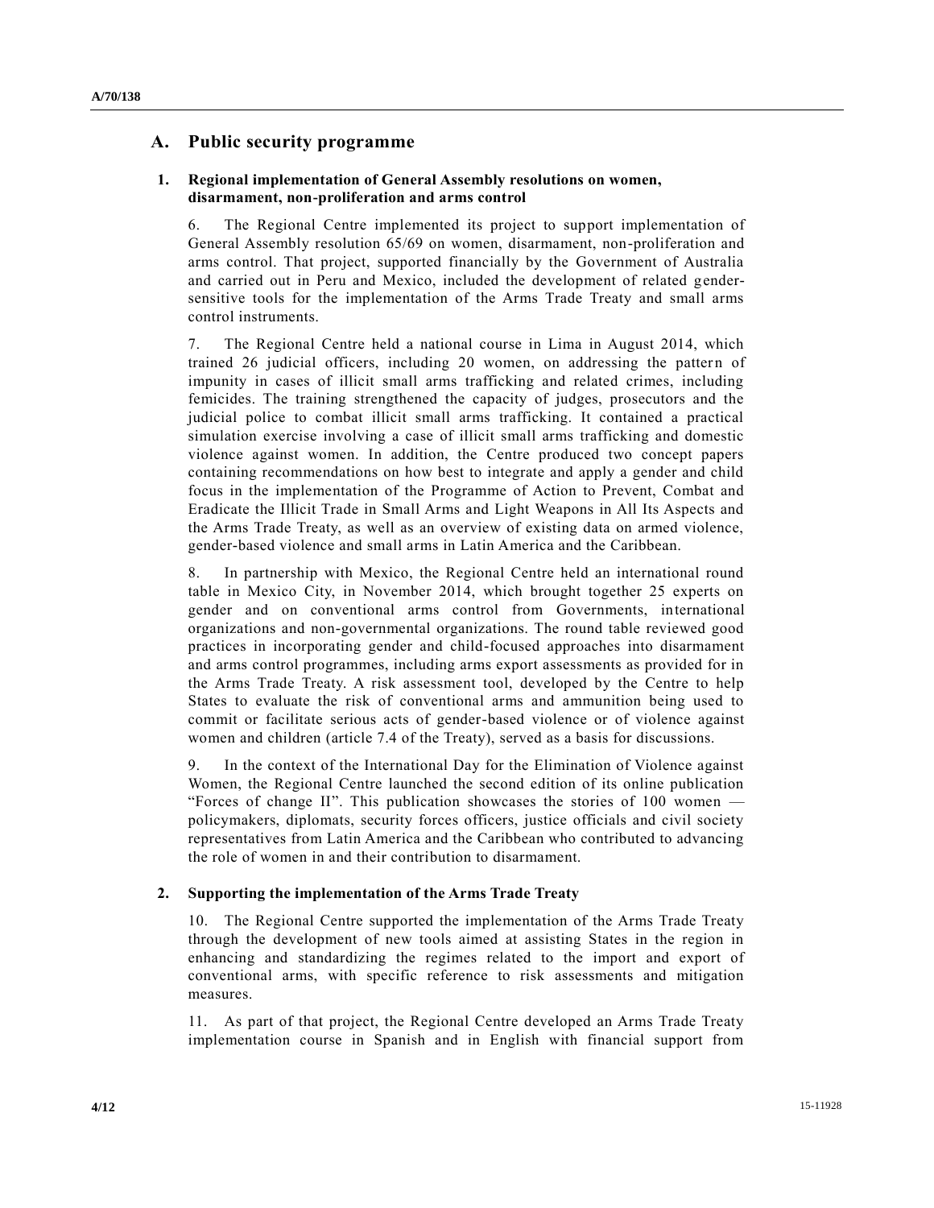## A. Public security programme

### 1. Regional implementation of General Assembly resolutions on women, disarmament, non-proliferation and arms control

6. The Regional Centre implemented its project to support implementation of General Assembly resolution 65/69 on women, disarmament, non-proliferation and arms control. That project, supported financially by the Government of Australia and carried out in Peru and Mexico, included the development of related gender-sensitive tools for the implementation of the Arms Trade Treaty and small arms control instruments.

7. The Regional Centre held a national course in Lima in August 2014, which trained 26 judicial officers, including 20 women, on addressing the pattern of impunity in cases of illicit small arms trafficking and related crimes, including femicides. The training strengthened the capacity of judges, prosecutors and the judicial police to combat illicit small arms trafficking. It contained a practical simulation exercise involving a case of illicit small arms trafficking and domestic violence against women. In addition, the Centre produced two concept papers containing recommendations on how best to integrate and apply a gender and child focus in the implementation of the Programme of Action to Prevent, Combat and Eradicate the Illicit Trade in Small Arms and Light Weapons in All Its Aspects and the Arms Trade Treaty, as well as an overview of existing data on armed violence, gender-based violence and small arms in Latin America and the Caribbean.

8. In partnership with Mexico, the Regional Centre held an international round table in Mexico City, in November 2014, which brought together 25 experts on gender and on conventional arms control from Governments, international organizations and non-governmental organizations. The round table reviewed good practices in incorporating gender and child-focused approaches into disarmament and arms control programmes, including arms export assessments as provided for in the Arms Trade Treaty. A risk assessment tool, developed by the Centre to help States to evaluate the risk of conventional arms and ammunition being used to commit or facilitate serious acts of gender-based violence or of violence against women and children (article 7.4 of the Treaty), served as a basis for discussions.

9. In the context of the International Day for the Elimination of Violence against Women, the Regional Centre launched the second edition of its online publication "Forces of change II". This publication showcases the stories of 100 women — policymakers, diplomats, security forces officers, justice officials and civil society representatives from Latin America and the Caribbean who contributed to advancing the role of women in and their contribution to disarmament.

### 2. Supporting the implementation of the Arms Trade Treaty

10. The Regional Centre supported the implementation of the Arms Trade Treaty through the development of new tools aimed at assisting States in the region in enhancing and standardizing the regimes related to the import and export of conventional arms, with specific reference to risk assessments and mitigation measures.

11. As part of that project, the Regional Centre developed an Arms Trade Treaty implementation course in Spanish and in English with financial support from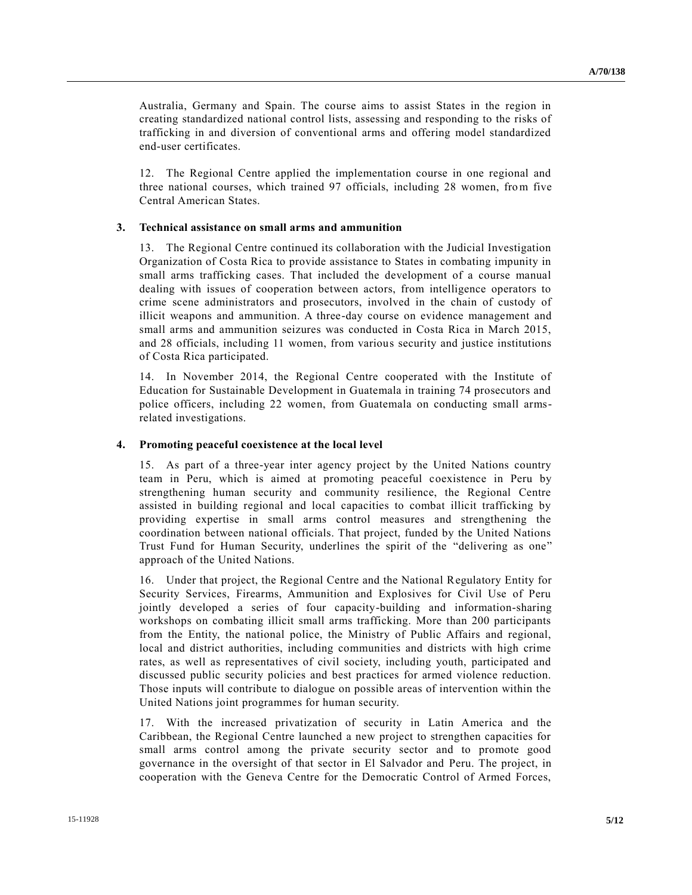Australia, Germany and Spain. The course aims to assist States in the region in creating standardized national control lists, assessing and responding to the risks of trafficking in and diversion of conventional arms and offering model standardized end-user certificates.

12. The Regional Centre applied the implementation course in one regional and three national courses, which trained 97 officials, including 28 women, from five Central American States.

### 3. Technical assistance on small arms and ammunition

13. The Regional Centre continued its collaboration with the Judicial Investigation Organization of Costa Rica to provide assistance to States in combating impunity in small arms trafficking cases. That included the development of a course manual dealing with issues of cooperation between actors, from intelligence operators to crime scene administrators and prosecutors, involved in the chain of custody of illicit weapons and ammunition. A three-day course on evidence management and small arms and ammunition seizures was conducted in Costa Rica in March 2015, and 28 officials, including 11 women, from various security and justice institutions of Costa Rica participated.

14. In November 2014, the Regional Centre cooperated with the Institute of Education for Sustainable Development in Guatemala in training 74 prosecutors and police officers, including 22 women, from Guatemala on conducting small arms-related investigations.

### 4. Promoting peaceful coexistence at the local level

15. As part of a three-year inter agency project by the United Nations country team in Peru, which is aimed at promoting peaceful coexistence in Peru by strengthening human security and community resilience, the Regional Centre assisted in building regional and local capacities to combat illicit trafficking by providing expertise in small arms control measures and strengthening the coordination between national officials. That project, funded by the United Nations Trust Fund for Human Security, underlines the spirit of the "delivering as one" approach of the United Nations.

16. Under that project, the Regional Centre and the National Regulatory Entity for Security Services, Firearms, Ammunition and Explosives for Civil Use of Peru jointly developed a series of four capacity-building and information-sharing workshops on combating illicit small arms trafficking. More than 200 participants from the Entity, the national police, the Ministry of Public Affairs and regional, local and district authorities, including communities and districts with high crime rates, as well as representatives of civil society, including youth, participated and discussed public security policies and best practices for armed violence reduction. Those inputs will contribute to dialogue on possible areas of intervention within the United Nations joint programmes for human security.

17. With the increased privatization of security in Latin America and the Caribbean, the Regional Centre launched a new project to strengthen capacities for small arms control among the private security sector and to promote good governance in the oversight of that sector in El Salvador and Peru. The project, in cooperation with the Geneva Centre for the Democratic Control of Armed Forces,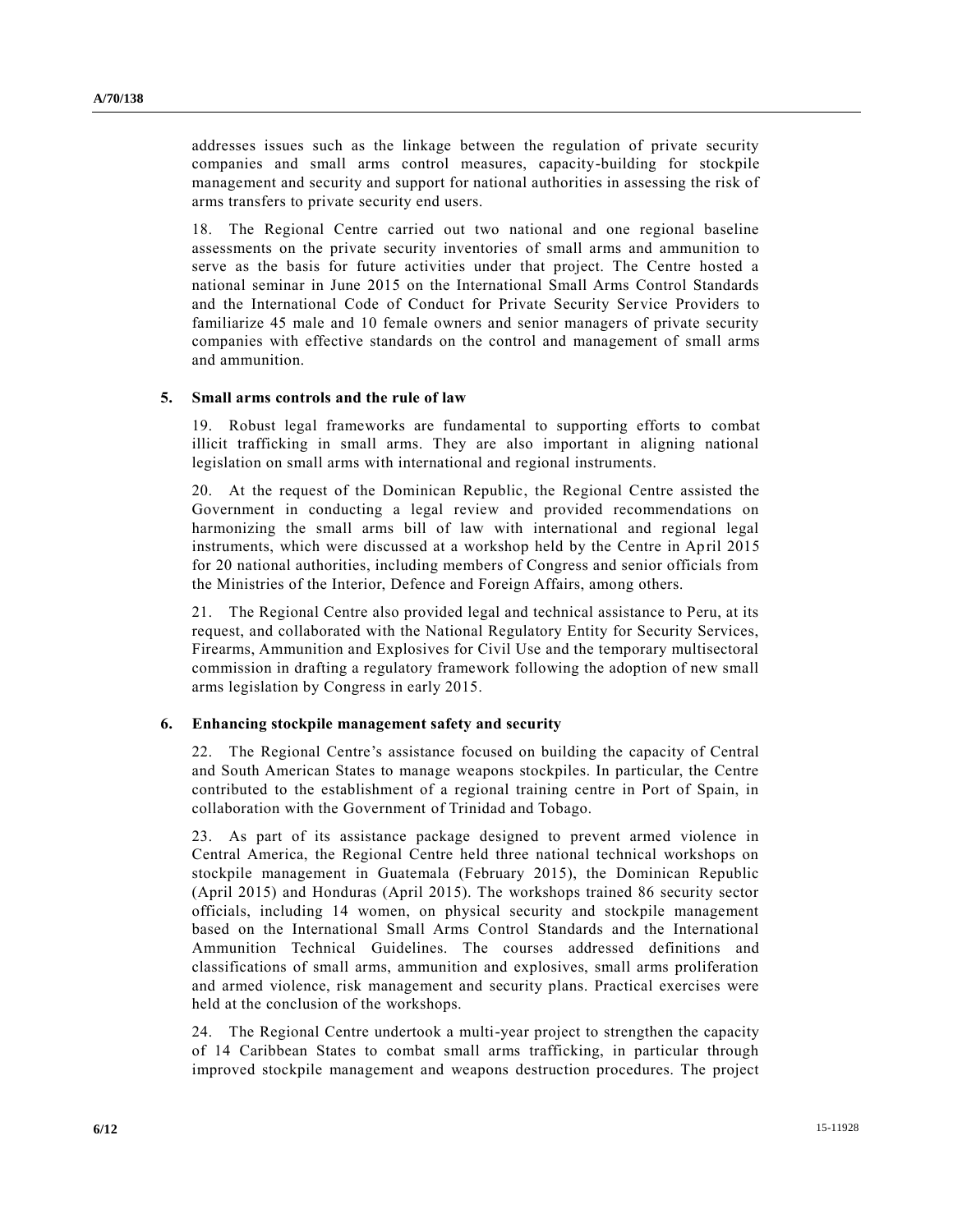addresses issues such as the linkage between the regulation of private security companies and small arms control measures, capacity-building for stockpile management and security and support for national authorities in assessing the risk of arms transfers to private security end users.

18. The Regional Centre carried out two national and one regional baseline assessments on the private security inventories of small arms and ammunition to serve as the basis for future activities under that project. The Centre hosted a national seminar in June 2015 on the International Small Arms Control Standards and the International Code of Conduct for Private Security Service Providers to familiarize 45 male and 10 female owners and senior managers of private security companies with effective standards on the control and management of small arms and ammunition.

### 5. Small arms controls and the rule of law

19. Robust legal frameworks are fundamental to supporting efforts to combat illicit trafficking in small arms. They are also important in aligning national legislation on small arms with international and regional instruments.

20. At the request of the Dominican Republic, the Regional Centre assisted the Government in conducting a legal review and provided recommendations on harmonizing the small arms bill of law with international and regional legal instruments, which were discussed at a workshop held by the Centre in April 2015 for 20 national authorities, including members of Congress and senior officials from the Ministries of the Interior, Defence and Foreign Affairs, among others.

21. The Regional Centre also provided legal and technical assistance to Peru, at its request, and collaborated with the National Regulatory Entity for Security Services, Firearms, Ammunition and Explosives for Civil Use and the temporary multisectoral commission in drafting a regulatory framework following the adoption of new small arms legislation by Congress in early 2015.

### 6. Enhancing stockpile management safety and security

22. The Regional Centre's assistance focused on building the capacity of Central and South American States to manage weapons stockpiles. In particular, the Centre contributed to the establishment of a regional training centre in Port of Spain, in collaboration with the Government of Trinidad and Tobago.

23. As part of its assistance package designed to prevent armed violence in Central America, the Regional Centre held three national technical workshops on stockpile management in Guatemala (February 2015), the Dominican Republic (April 2015) and Honduras (April 2015). The workshops trained 86 security sector officials, including 14 women, on physical security and stockpile management based on the International Small Arms Control Standards and the International Ammunition Technical Guidelines. The courses addressed definitions and classifications of small arms, ammunition and explosives, small arms proliferation and armed violence, risk management and security plans. Practical exercises were held at the conclusion of the workshops.

24. The Regional Centre undertook a multi-year project to strengthen the capacity of 14 Caribbean States to combat small arms trafficking, in particular through improved stockpile management and weapons destruction procedures. The project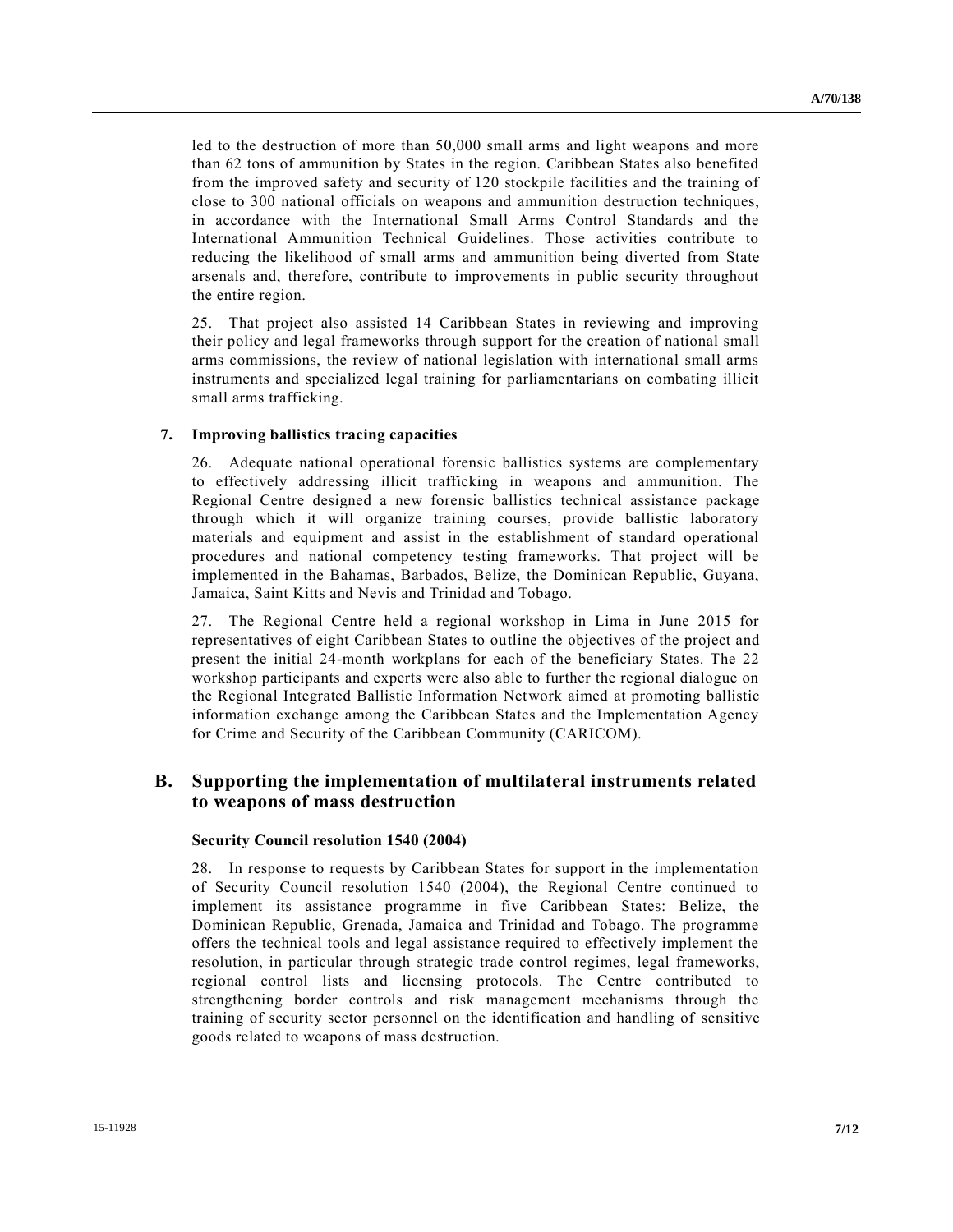led to the destruction of more than 50,000 small arms and light weapons and more than 62 tons of ammunition by States in the region. Caribbean States also benefited from the improved safety and security of 120 stockpile facilities and the training of close to 300 national officials on weapons and ammunition destruction techniques, in accordance with the International Small Arms Control Standards and the International Ammunition Technical Guidelines. Those activities contribute to reducing the likelihood of small arms and ammunition being diverted from State arsenals and, therefore, contribute to improvements in public security throughout the entire region.

25. That project also assisted 14 Caribbean States in reviewing and improving their policy and legal frameworks through support for the creation of national small arms commissions, the review of national legislation with international small arms instruments and specialized legal training for parliamentarians on combating illicit small arms trafficking.

### 7. Improving ballistics tracing capacities

26. Adequate national operational forensic ballistics systems are complementary to effectively addressing illicit trafficking in weapons and ammunition. The Regional Centre designed a new forensic ballistics technical assistance package through which it will organize training courses, provide ballistic laboratory materials and equipment and assist in the establishment of standard operational procedures and national competency testing frameworks. That project will be implemented in the Bahamas, Barbados, Belize, the Dominican Republic, Guyana, Jamaica, Saint Kitts and Nevis and Trinidad and Tobago.

27. The Regional Centre held a regional workshop in Lima in June 2015 for representatives of eight Caribbean States to outline the objectives of the project and present the initial 24-month workplans for each of the beneficiary States. The 22 workshop participants and experts were also able to further the regional dialogue on the Regional Integrated Ballistic Information Network aimed at promoting ballistic information exchange among the Caribbean States and the Implementation Agency for Crime and Security of the Caribbean Community (CARICOM).

## B. Supporting the implementation of multilateral instruments related to weapons of mass destruction

#### Security Council resolution 1540 (2004)

28. In response to requests by Caribbean States for support in the implementation of Security Council resolution 1540 (2004), the Regional Centre continued to implement its assistance programme in five Caribbean States: Belize, the Dominican Republic, Grenada, Jamaica and Trinidad and Tobago. The programme offers the technical tools and legal assistance required to effectively implement the resolution, in particular through strategic trade control regimes, legal frameworks, regional control lists and licensing protocols. The Centre contributed to strengthening border controls and risk management mechanisms through the training of security sector personnel on the identification and handling of sensitive goods related to weapons of mass destruction.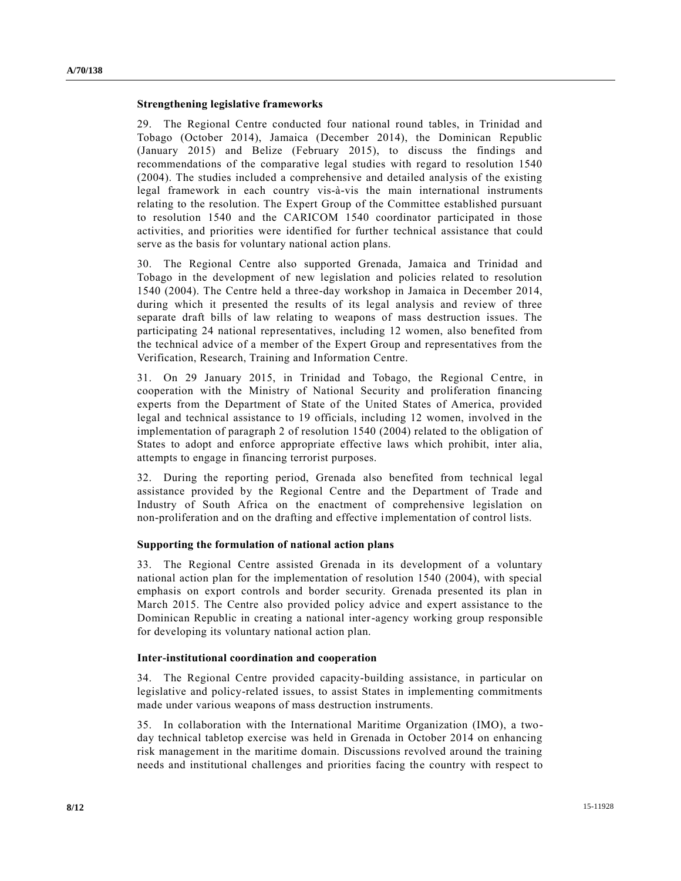**Strengthening legislative frameworks**

29. The Regional Centre conducted four national round tables, in Trinidad and Tobago (October 2014), Jamaica (December 2014), the Dominican Republic (January 2015) and Belize (February 2015), to discuss the findings and recommendations of the comparative legal studies with regard to resolution 1540 (2004). The studies included a comprehensive and detailed analysis of the existing legal framework in each country vis-à-vis the main international instruments relating to the resolution. The Expert Group of the Committee established pursuant to resolution 1540 and the CARICOM 1540 coordinator participated in those activities, and priorities were identified for further technical assistance that could serve as the basis for voluntary national action plans.

30. The Regional Centre also supported Grenada, Jamaica and Trinidad and Tobago in the development of new legislation and policies related to resolution 1540 (2004). The Centre held a three-day workshop in Jamaica in December 2014, during which it presented the results of its legal analysis and review of three separate draft bills of law relating to weapons of mass destruction issues. The participating 24 national representatives, including 12 women, also benefited from the technical advice of a member of the Expert Group and representatives from the Verification, Research, Training and Information Centre.

31. On 29 January 2015, in Trinidad and Tobago, the Regional Centre, in cooperation with the Ministry of National Security and proliferation financing experts from the Department of State of the United States of America, provided legal and technical assistance to 19 officials, including 12 women, involved in the implementation of paragraph 2 of resolution 1540 (2004) related to the obligation of States to adopt and enforce appropriate effective laws which prohibit, inter alia, attempts to engage in financing terrorist purposes.

32. During the reporting period, Grenada also benefited from technical legal assistance provided by the Regional Centre and the Department of Trade and Industry of South Africa on the enactment of comprehensive legislation on non-proliferation and on the drafting and effective implementation of control lists.

**Supporting the formulation of national action plans**

33. The Regional Centre assisted Grenada in its development of a voluntary national action plan for the implementation of resolution 1540 (2004), with special emphasis on export controls and border security. Grenada presented its plan in March 2015. The Centre also provided policy advice and expert assistance to the Dominican Republic in creating a national inter-agency working group responsible for developing its voluntary national action plan.

**Inter-institutional coordination and cooperation**

34. The Regional Centre provided capacity-building assistance, in particular on legislative and policy-related issues, to assist States in implementing commitments made under various weapons of mass destruction instruments.

35. In collaboration with the International Maritime Organization (IMO), a two-day technical tabletop exercise was held in Grenada in October 2014 on enhancing risk management in the maritime domain. Discussions revolved around the training needs and institutional challenges and priorities facing the country with respect to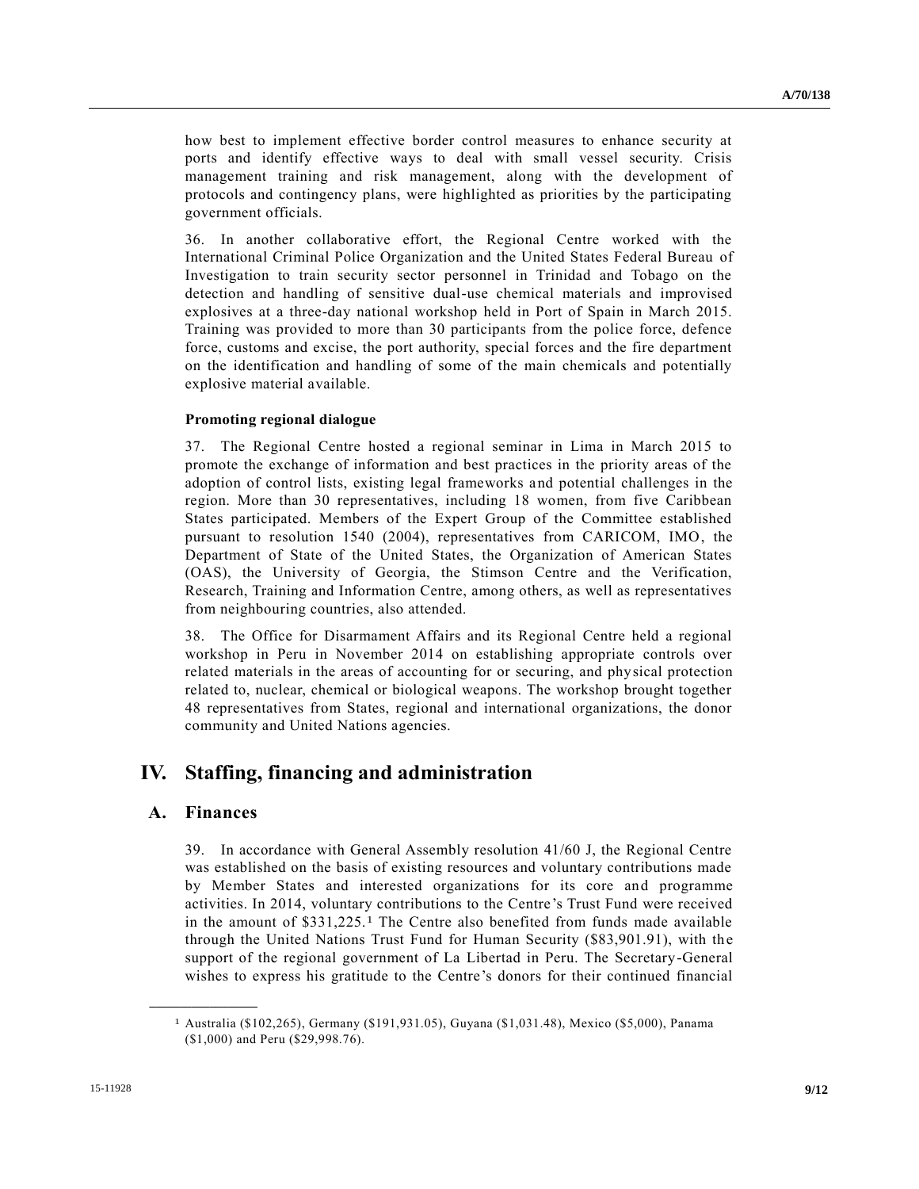how best to implement effective border control measures to enhance security at ports and identify effective ways to deal with small vessel security. Crisis management training and risk management, along with the development of protocols and contingency plans, were highlighted as priorities by the participating government officials.

36. In another collaborative effort, the Regional Centre worked with the International Criminal Police Organization and the United States Federal Bureau of Investigation to train security sector personnel in Trinidad and Tobago on the detection and handling of sensitive dual-use chemical materials and improvised explosives at a three-day national workshop held in Port of Spain in March 2015. Training was provided to more than 30 participants from the police force, defence force, customs and excise, the port authority, special forces and the fire department on the identification and handling of some of the main chemicals and potentially explosive material available.

**Promoting regional dialogue**

37. The Regional Centre hosted a regional seminar in Lima in March 2015 to promote the exchange of information and best practices in the priority areas of the adoption of control lists, existing legal frameworks and potential challenges in the region. More than 30 representatives, including 18 women, from five Caribbean States participated. Members of the Expert Group of the Committee established pursuant to resolution 1540 (2004), representatives from CARICOM, IMO, the Department of State of the United States, the Organization of American States (OAS), the University of Georgia, the Stimson Centre and the Verification, Research, Training and Information Centre, among others, as well as representatives from neighbouring countries, also attended.

38. The Office for Disarmament Affairs and its Regional Centre held a regional workshop in Peru in November 2014 on establishing appropriate controls over related materials in the areas of accounting for or securing, and physical protection related to, nuclear, chemical or biological weapons. The workshop brought together 48 representatives from States, regional and international organizations, the donor community and United Nations agencies.

# IV. Staffing, financing and administration

## A. Finances

39. In accordance with General Assembly resolution 41/60 J, the Regional Centre was established on the basis of existing resources and voluntary contributions made by Member States and interested organizations for its core and programme activities. In 2014, voluntary contributions to the Centre's Trust Fund were received in the amount of \$331,225.[1] The Centre also benefited from funds made available through the United Nations Trust Fund for Human Security (\$83,901.91), with the support of the regional government of La Libertad in Peru. The Secretary-General wishes to express his gratitude to the Centre's donors for their continued financial

---

[1] Australia (\$102,265), Germany (\$191,931.05), Guyana (\$1,031.48), Mexico (\$5,000), Panama (\$1,000) and Peru (\$29,998.76).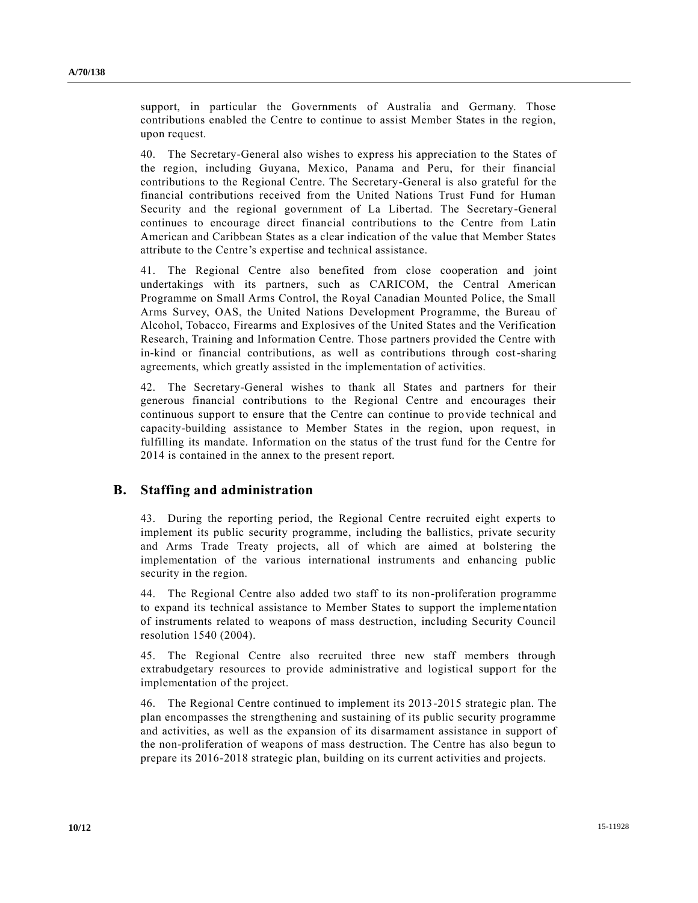support, in particular the Governments of Australia and Germany. Those contributions enabled the Centre to continue to assist Member States in the region, upon request.

40. The Secretary-General also wishes to express his appreciation to the States of the region, including Guyana, Mexico, Panama and Peru, for their financial contributions to the Regional Centre. The Secretary-General is also grateful for the financial contributions received from the United Nations Trust Fund for Human Security and the regional government of La Libertad. The Secretary-General continues to encourage direct financial contributions to the Centre from Latin American and Caribbean States as a clear indication of the value that Member States attribute to the Centre's expertise and technical assistance.

41. The Regional Centre also benefited from close cooperation and joint undertakings with its partners, such as CARICOM, the Central American Programme on Small Arms Control, the Royal Canadian Mounted Police, the Small Arms Survey, OAS, the United Nations Development Programme, the Bureau of Alcohol, Tobacco, Firearms and Explosives of the United States and the Verification Research, Training and Information Centre. Those partners provided the Centre with in-kind or financial contributions, as well as contributions through cost-sharing agreements, which greatly assisted in the implementation of activities.

42. The Secretary-General wishes to thank all States and partners for their generous financial contributions to the Regional Centre and encourages their continuous support to ensure that the Centre can continue to provide technical and capacity-building assistance to Member States in the region, upon request, in fulfilling its mandate. Information on the status of the trust fund for the Centre for 2014 is contained in the annex to the present report.

## B. Staffing and administration

43. During the reporting period, the Regional Centre recruited eight experts to implement its public security programme, including the ballistics, private security and Arms Trade Treaty projects, all of which are aimed at bolstering the implementation of the various international instruments and enhancing public security in the region.

44. The Regional Centre also added two staff to its non-proliferation programme to expand its technical assistance to Member States to support the implementation of instruments related to weapons of mass destruction, including Security Council resolution 1540 (2004).

45. The Regional Centre also recruited three new staff members through extrabudgetary resources to provide administrative and logistical support for the implementation of the project.

46. The Regional Centre continued to implement its 2013-2015 strategic plan. The plan encompasses the strengthening and sustaining of its public security programme and activities, as well as the expansion of its disarmament assistance in support of the non-proliferation of weapons of mass destruction. The Centre has also begun to prepare its 2016-2018 strategic plan, building on its current activities and projects.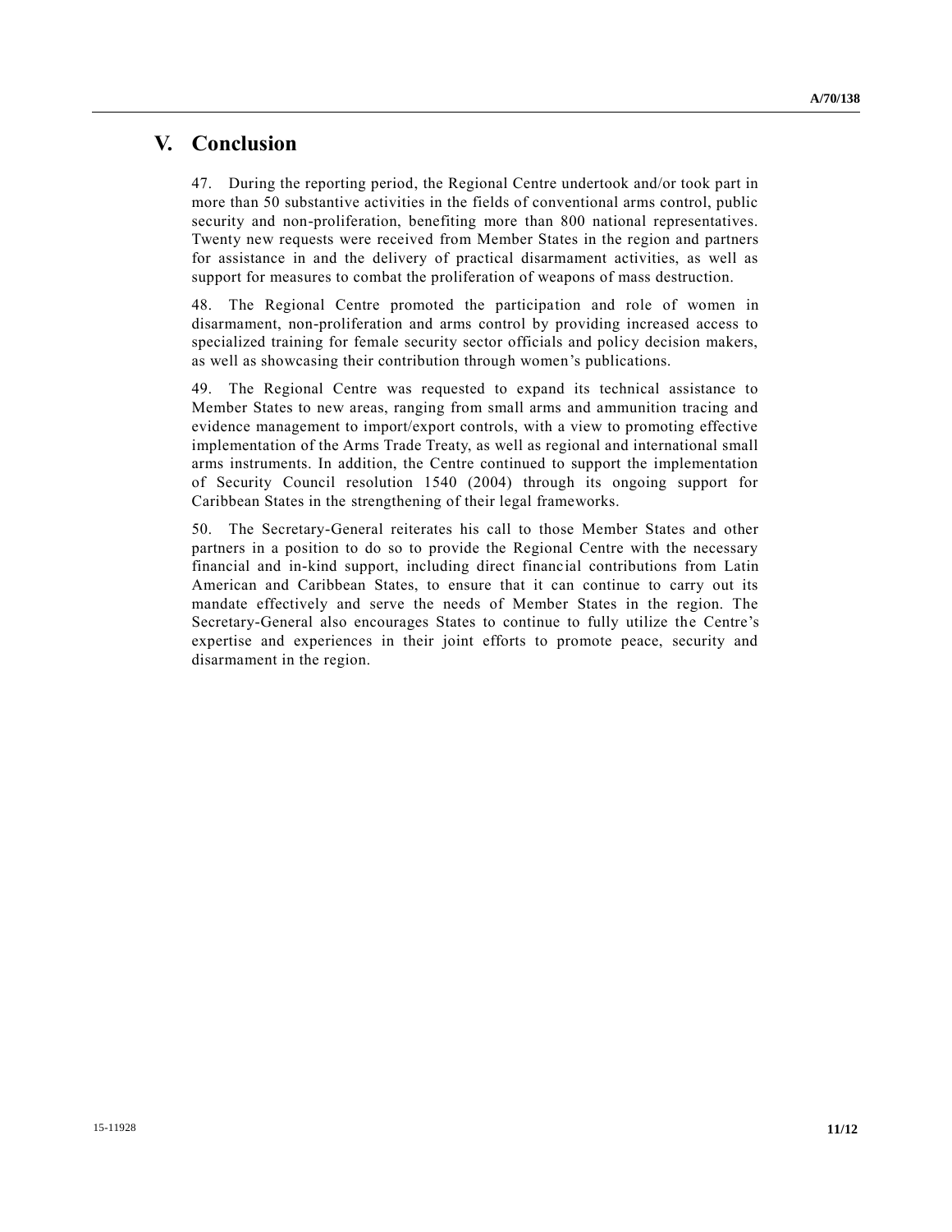# V. Conclusion

47. During the reporting period, the Regional Centre undertook and/or took part in more than 50 substantive activities in the fields of conventional arms control, public security and non-proliferation, benefiting more than 800 national representatives. Twenty new requests were received from Member States in the region and partners for assistance in and the delivery of practical disarmament activities, as well as support for measures to combat the proliferation of weapons of mass destruction.

48. The Regional Centre promoted the participation and role of women in disarmament, non-proliferation and arms control by providing increased access to specialized training for female security sector officials and policy decision makers, as well as showcasing their contribution through women's publications.

49. The Regional Centre was requested to expand its technical assistance to Member States to new areas, ranging from small arms and ammunition tracing and evidence management to import/export controls, with a view to promoting effective implementation of the Arms Trade Treaty, as well as regional and international small arms instruments. In addition, the Centre continued to support the implementation of Security Council resolution 1540 (2004) through its ongoing support for Caribbean States in the strengthening of their legal frameworks.

50. The Secretary-General reiterates his call to those Member States and other partners in a position to do so to provide the Regional Centre with the necessary financial and in-kind support, including direct financial contributions from Latin American and Caribbean States, to ensure that it can continue to carry out its mandate effectively and serve the needs of Member States in the region. The Secretary-General also encourages States to continue to fully utilize the Centre's expertise and experiences in their joint efforts to promote peace, security and disarmament in the region.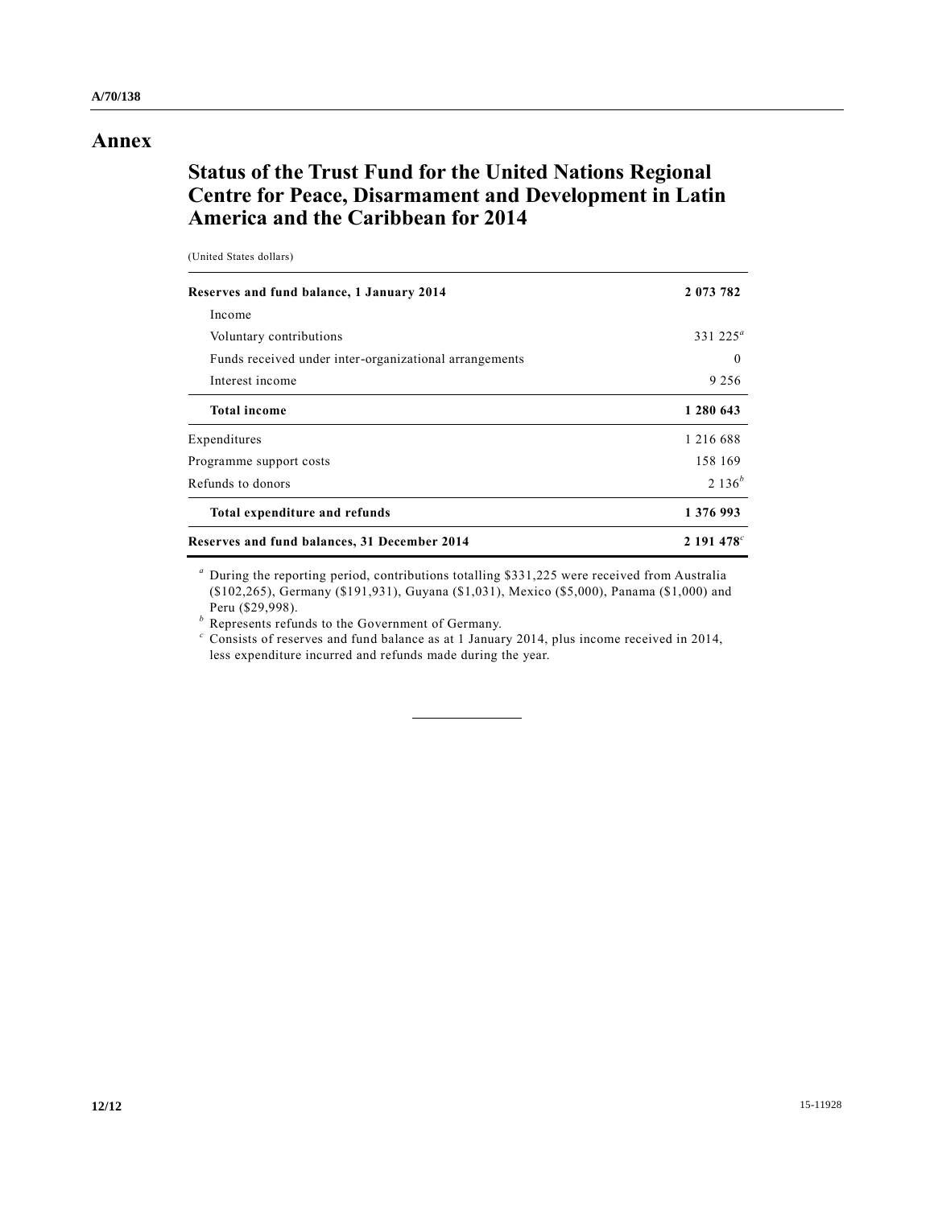# Annex

## Status of the Trust Fund for the United Nations Regional Centre for Peace, Disarmament and Development in Latin America and the Caribbean for 2014

(United States dollars)

| | |
|---|---|
| **Reserves and fund balance, 1 January 2014** | **2 073 782** |
| Income | |
| Voluntary contributions | 331 225[a] |
| Funds received under inter-organizational arrangements | 0 |
| Interest income | 9 256 |
| **Total income** | **1 280 643** |
| Expenditures | 1 216 688 |
| Programme support costs | 158 169 |
| Refunds to donors | 2 136[b] |
| **Total expenditure and refunds** | **1 376 993** |
| **Reserves and fund balances, 31 December 2014** | **2 191 478**[c] |

[a] During the reporting period, contributions totalling $331,225 were received from Australia ($102,265), Germany ($191,931), Guyana ($1,031), Mexico ($5,000), Panama ($1,000) and Peru ($29,998).

[b] Represents refunds to the Government of Germany.

[c] Consists of reserves and fund balance as at 1 January 2014, plus income received in 2014, less expenditure incurred and refunds made during the year.